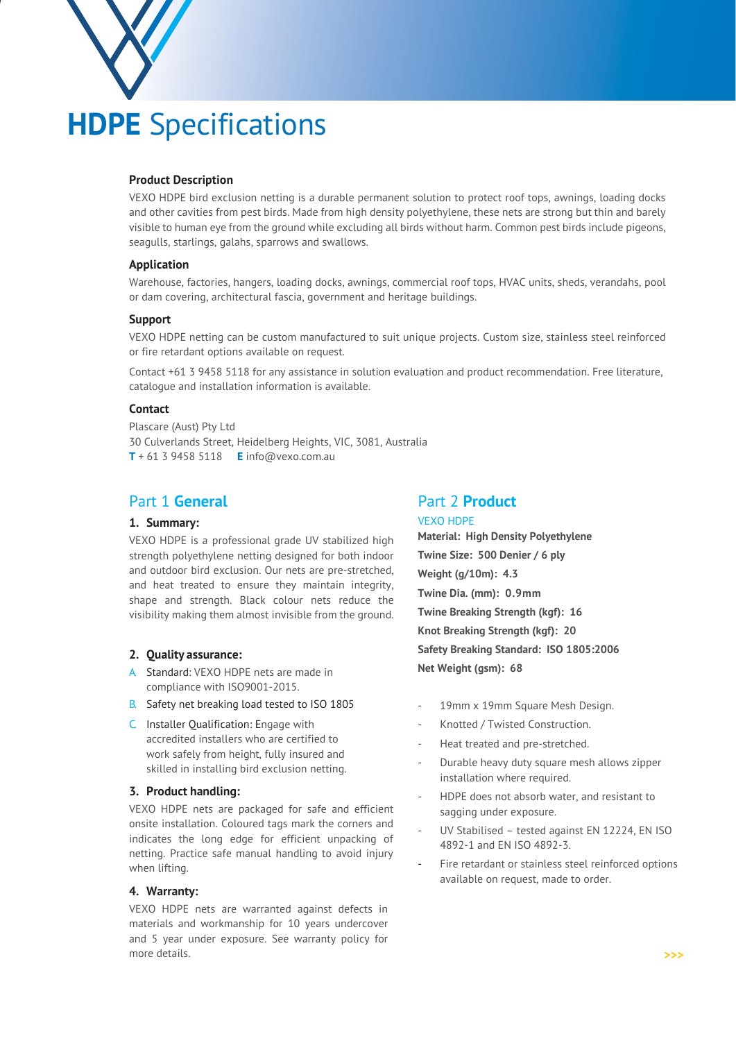# **HDPE** Specifications

### Product Description

VEXO HDPE bird exclusion netting is a durable permanent solution to protect roof tops, awnings, loading docks and other cavities from pest birds. Made from high density polyethylene, these nets are strong but thin and barely visible to human eye from the ground while excluding all birds without harm. Common pest birds include pigeons, seagulls, starlings, galahs, sparrows and swallows.

### Application

Warehouse, factories, hangers, loading docks, awnings, commercial roof tops, HVAC units, sheds, verandahs, pool or dam covering, architectural fascia, government and heritage buildings.

### Support

VEXO HDPE netting can be custom manufactured to suit unique projects. Custom size, stainless steel reinforced or fire retardant options available on request.

Contact +61 3 9458 5118 for any assistance in solution evaluation and product recommendation. Free literature, catalogue and installation information is available.

### Contact

Plascare (Aust) Pty Ltd
30 Culverlands Street, Heidelberg Heights, VIC, 3081, Australia
**T** + 61 3 9458 5118 **E** info@vexo.com.au

## Part 1 **General**

### 1. Summary:

VEXO HDPE is a professional grade UV stabilized high strength polyethylene netting designed for both indoor and outdoor bird exclusion. Our nets are pre-stretched, and heat treated to ensure they maintain integrity, shape and strength. Black colour nets reduce the visibility making them almost invisible from the ground.

### 2. Quality assurance:

A. Standard: VEXO HDPE nets are made in compliance with ISO9001-2015.
B. Safety net breaking load tested to ISO 1805
C. Installer Qualification: Engage with accredited installers who are certified to work safely from height, fully insured and skilled in installing bird exclusion netting.

### 3. Product handling:

VEXO HDPE nets are packaged for safe and efficient onsite installation. Coloured tags mark the corners and indicates the long edge for efficient unpacking of netting. Practice safe manual handling to avoid injury when lifting.

### 4. Warranty:

VEXO HDPE nets are warranted against defects in materials and workmanship for 10 years undercover and 5 year under exposure. See warranty policy for more details.

## Part 2 **Product**

VEXO HDPE

**Material: High Density Polyethylene**
**Twine Size: 500 Denier / 6 ply**
**Weight (g/10m): 4.3**
**Twine Dia. (mm): 0.9mm**
**Twine Breaking Strength (kgf): 16**
**Knot Breaking Strength (kgf): 20**
**Safety Breaking Standard: ISO 1805:2006**
**Net Weight (gsm): 68**

- 19mm x 19mm Square Mesh Design.
- Knotted / Twisted Construction.
- Heat treated and pre-stretched.
- Durable heavy duty square mesh allows zipper installation where required.
- HDPE does not absorb water, and resistant to sagging under exposure.
- UV Stabilised – tested against EN 12224, EN ISO 4892-1 and EN ISO 4892-3.
- Fire retardant or stainless steel reinforced options available on request, made to order.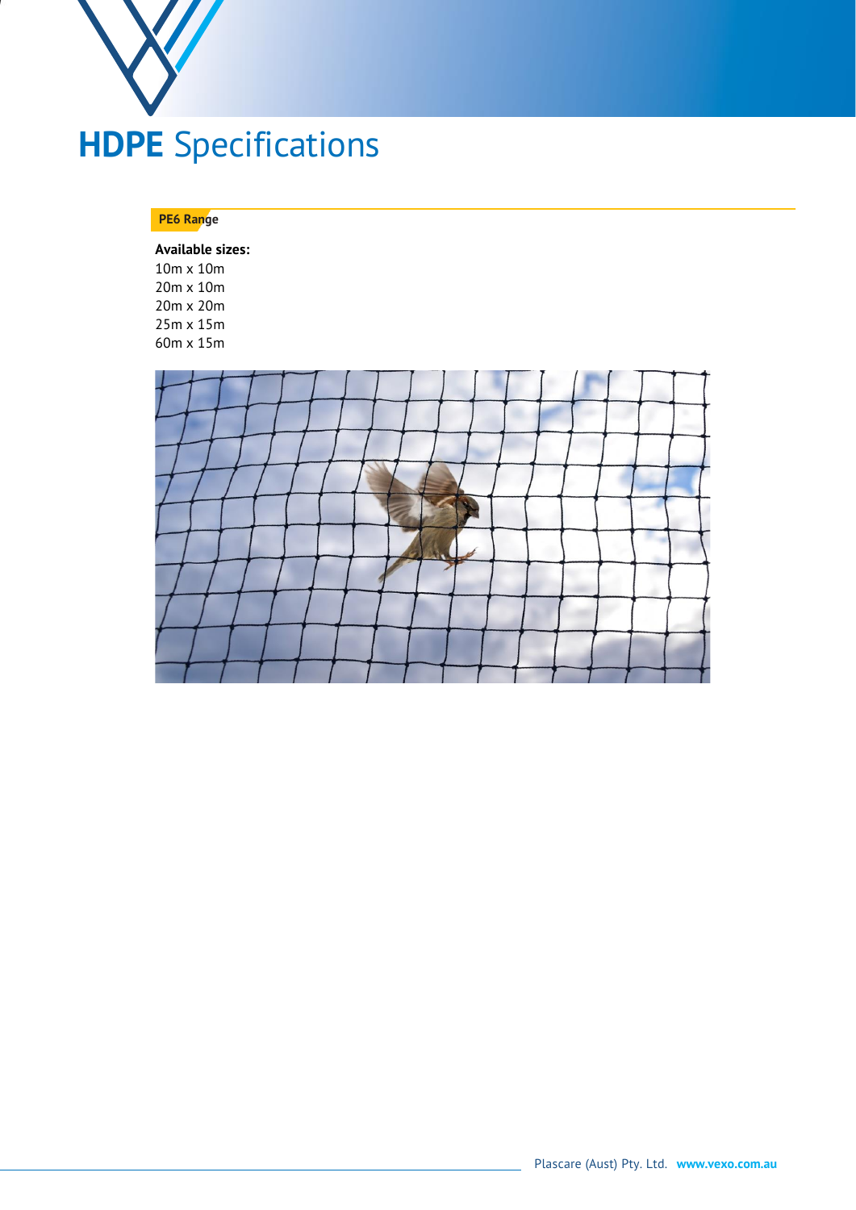# HDPE Specifications

**PE6 Range**

**Available sizes:**
10m x 10m
20m x 10m
20m x 20m
25m x 15m
60m x 15m

Plascare (Aust) Pty. Ltd. **www.vexo.com.au**